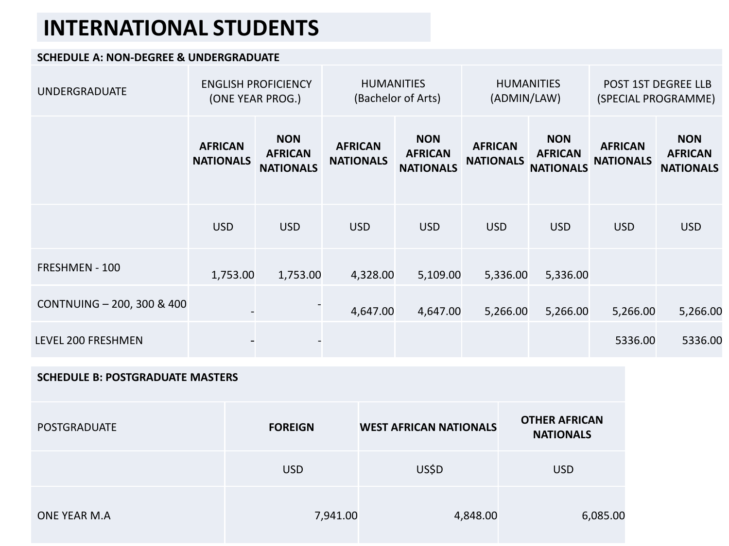# INTERNATIONAL STUDENTS

| SCHEDULE A: NON-DEGREE & UNDERGRADUATE | | | | | | | | |
|---|---|---|---|---|---|---|---|---|
| UNDERGRADUATE | ENGLISH PROFICIENCY (ONE YEAR PROG.) | | HUMANITIES (Bachelor of Arts) | | HUMANITIES (ADMIN/LAW) | | POST 1ST DEGREE LLB (SPECIAL PROGRAMME) | |
| | **AFRICAN NATIONALS** | **NON AFRICAN NATIONALS** | **AFRICAN NATIONALS** | **NON AFRICAN NATIONALS** | **AFRICAN NATIONALS** | **NON AFRICAN NATIONALS** | **AFRICAN NATIONALS** | **NON AFRICAN NATIONALS** |
| | USD | USD | USD | USD | USD | USD | USD | USD |
| FRESHMEN - 100 | 1,753.00 | 1,753.00 | 4,328.00 | 5,109.00 | 5,336.00 | 5,336.00 | | |
| CONTNUING – 200, 300 & 400 | - | - | 4,647.00 | 4,647.00 | 5,266.00 | 5,266.00 | 5,266.00 | 5,266.00 |
| LEVEL 200 FRESHMEN | - | - | | | | | 5336.00 | 5336.00 |

| SCHEDULE B: POSTGRADUATE MASTERS | | | |
|---|---|---|---|
| POSTGRADUATE | **FOREIGN** | **WEST AFRICAN NATIONALS** | **OTHER AFRICAN NATIONALS** |
| | USD | US$D | USD |
| ONE YEAR M.A | 7,941.00 | 4,848.00 | 6,085.00 |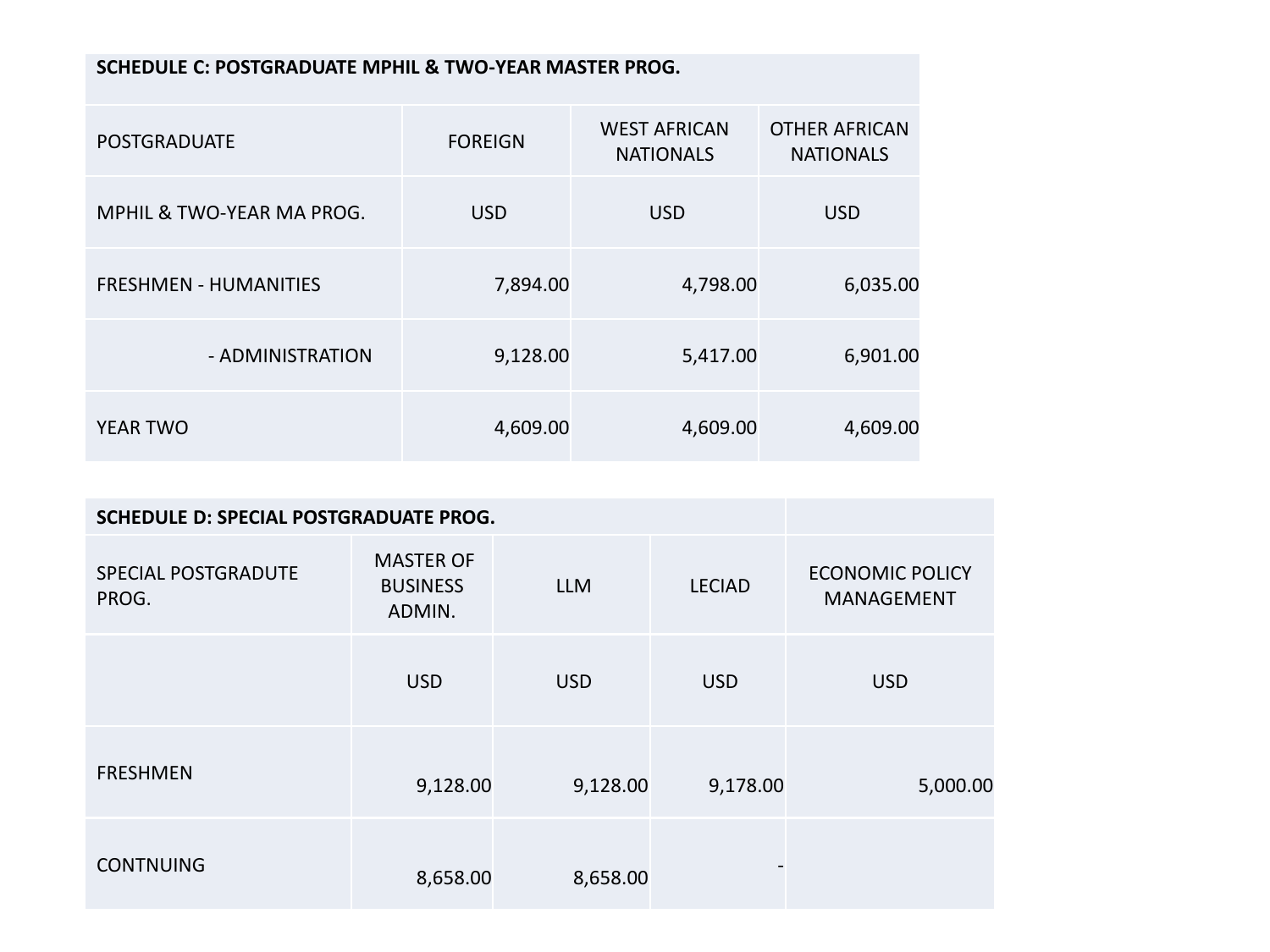| SCHEDULE C: POSTGRADUATE MPHIL & TWO-YEAR MASTER PROG. | | | |
|---|---|---|---|
| POSTGRADUATE | FOREIGN | WEST AFRICAN NATIONALS | OTHER AFRICAN NATIONALS |
| MPHIL & TWO-YEAR MA PROG. | USD | USD | USD |
| FRESHMEN - HUMANITIES | 7,894.00 | 4,798.00 | 6,035.00 |
| - ADMINISTRATION | 9,128.00 | 5,417.00 | 6,901.00 |
| YEAR TWO | 4,609.00 | 4,609.00 | 4,609.00 |

| SCHEDULE D: SPECIAL POSTGRADUATE PROG. | | | | |
|---|---|---|---|---|
| SPECIAL POSTGRADUTE PROG. | MASTER OF BUSINESS ADMIN. | LLM | LECIAD | ECONOMIC POLICY MANAGEMENT |
| | USD | USD | USD | USD |
| FRESHMEN | 9,128.00 | 9,128.00 | 9,178.00 | 5,000.00 |
| CONTNUING | 8,658.00 | 8,658.00 | - | |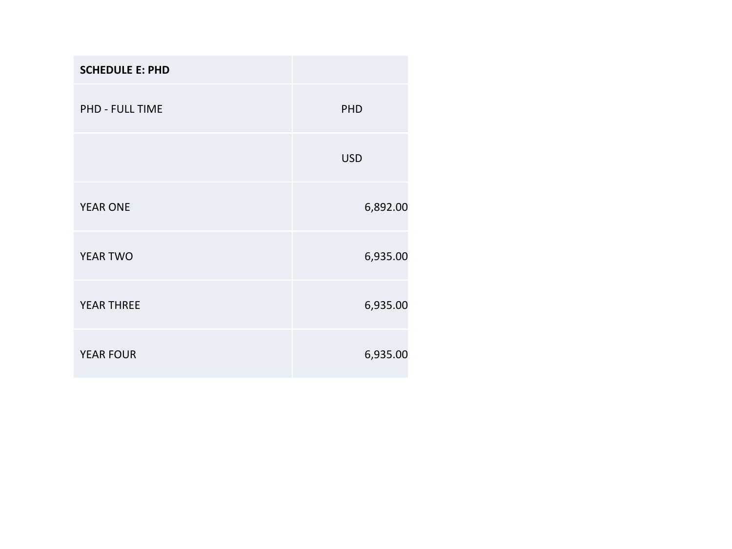| SCHEDULE E: PHD | |
|---|---|
| PHD - FULL TIME | PHD |
| | USD |
| YEAR ONE | 6,892.00 |
| YEAR TWO | 6,935.00 |
| YEAR THREE | 6,935.00 |
| YEAR FOUR | 6,935.00 |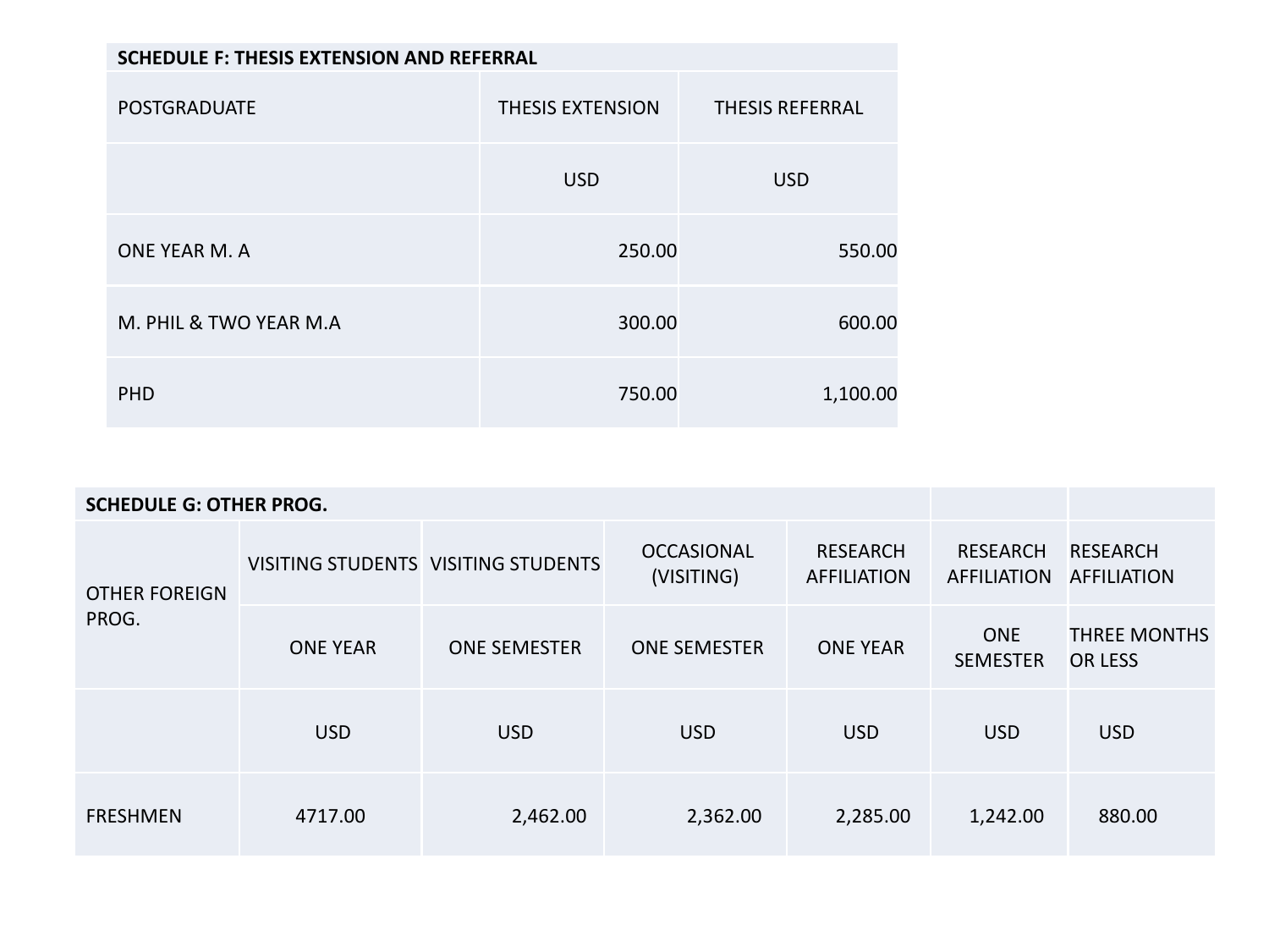| SCHEDULE F: THESIS EXTENSION AND REFERRAL | | |
|---|---|---|
| POSTGRADUATE | THESIS EXTENSION | THESIS REFERRAL |
| | USD | USD |
| ONE YEAR M. A | 250.00 | 550.00 |
| M. PHIL & TWO YEAR M.A | 300.00 | 600.00 |
| PHD | 750.00 | 1,100.00 |

| SCHEDULE G: OTHER PROG. | | | | | | |
|---|---|---|---|---|---|---|
| OTHER FOREIGN PROG. | VISITING STUDENTS | VISITING STUDENTS | OCCASIONAL (VISITING) | RESEARCH AFFILIATION | RESEARCH AFFILIATION | RESEARCH AFFILIATION |
| | ONE YEAR | ONE SEMESTER | ONE SEMESTER | ONE YEAR | ONE SEMESTER | THREE MONTHS OR LESS |
| | USD | USD | USD | USD | USD | USD |
| FRESHMEN | 4717.00 | 2,462.00 | 2,362.00 | 2,285.00 | 1,242.00 | 880.00 |